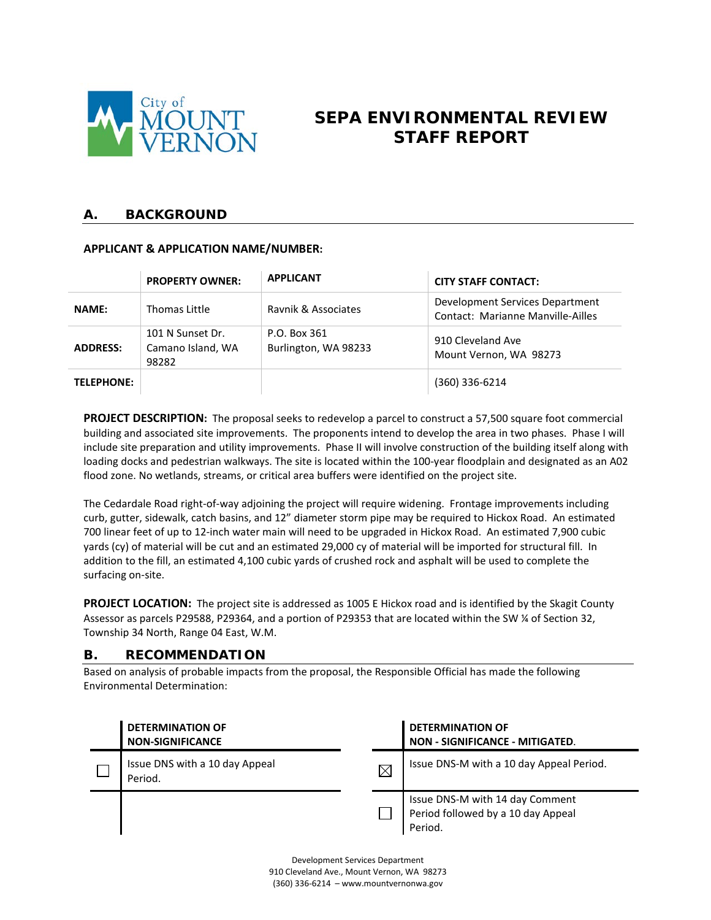# SEPA ENVIRONMENTAL REVIEW STAFF REPORT

## A. BACKGROUND

### APPLICANT & APPLICATION NAME/NUMBER:

| | PROPERTY OWNER: | APPLICANT | CITY STAFF CONTACT: |
|---|---|---|---|
| **NAME:** | Thomas Little | Ravnik & Associates | Development Services Department Contact: Marianne Manville-Ailles |
| **ADDRESS:** | 101 N Sunset Dr. Camano Island, WA 98282 | P.O. Box 361 Burlington, WA 98233 | 910 Cleveland Ave Mount Vernon, WA 98273 |
| **TELEPHONE:** | | | (360) 336-6214 |

**PROJECT DESCRIPTION:** The proposal seeks to redevelop a parcel to construct a 57,500 square foot commercial building and associated site improvements. The proponents intend to develop the area in two phases. Phase I will include site preparation and utility improvements. Phase II will involve construction of the building itself along with loading docks and pedestrian walkways. The site is located within the 100-year floodplain and designated as an A02 flood zone. No wetlands, streams, or critical area buffers were identified on the project site.

The Cedardale Road right-of-way adjoining the project will require widening. Frontage improvements including curb, gutter, sidewalk, catch basins, and 12" diameter storm pipe may be required to Hickox Road. An estimated 700 linear feet of up to 12-inch water main will need to be upgraded in Hickox Road. An estimated 7,900 cubic yards (cy) of material will be cut and an estimated 29,000 cy of material will be imported for structural fill. In addition to the fill, an estimated 4,100 cubic yards of crushed rock and asphalt will be used to complete the surfacing on-site.

**PROJECT LOCATION:** The project site is addressed as 1005 E Hickox road and is identified by the Skagit County Assessor as parcels P29588, P29364, and a portion of P29353 that are located within the SW ¼ of Section 32, Township 34 North, Range 04 East, W.M.

## B. RECOMMENDATION

Based on analysis of probable impacts from the proposal, the Responsible Official has made the following Environmental Determination:

| | DETERMINATION OF NON-SIGNIFICANCE | | DETERMINATION OF NON - SIGNIFICANCE - MITIGATED. |
|---|---|---|---|
| ☐ | Issue DNS with a 10 day Appeal Period. | ☒ | Issue DNS-M with a 10 day Appeal Period. |
| | | ☐ | Issue DNS-M with 14 day Comment Period followed by a 10 day Appeal Period. |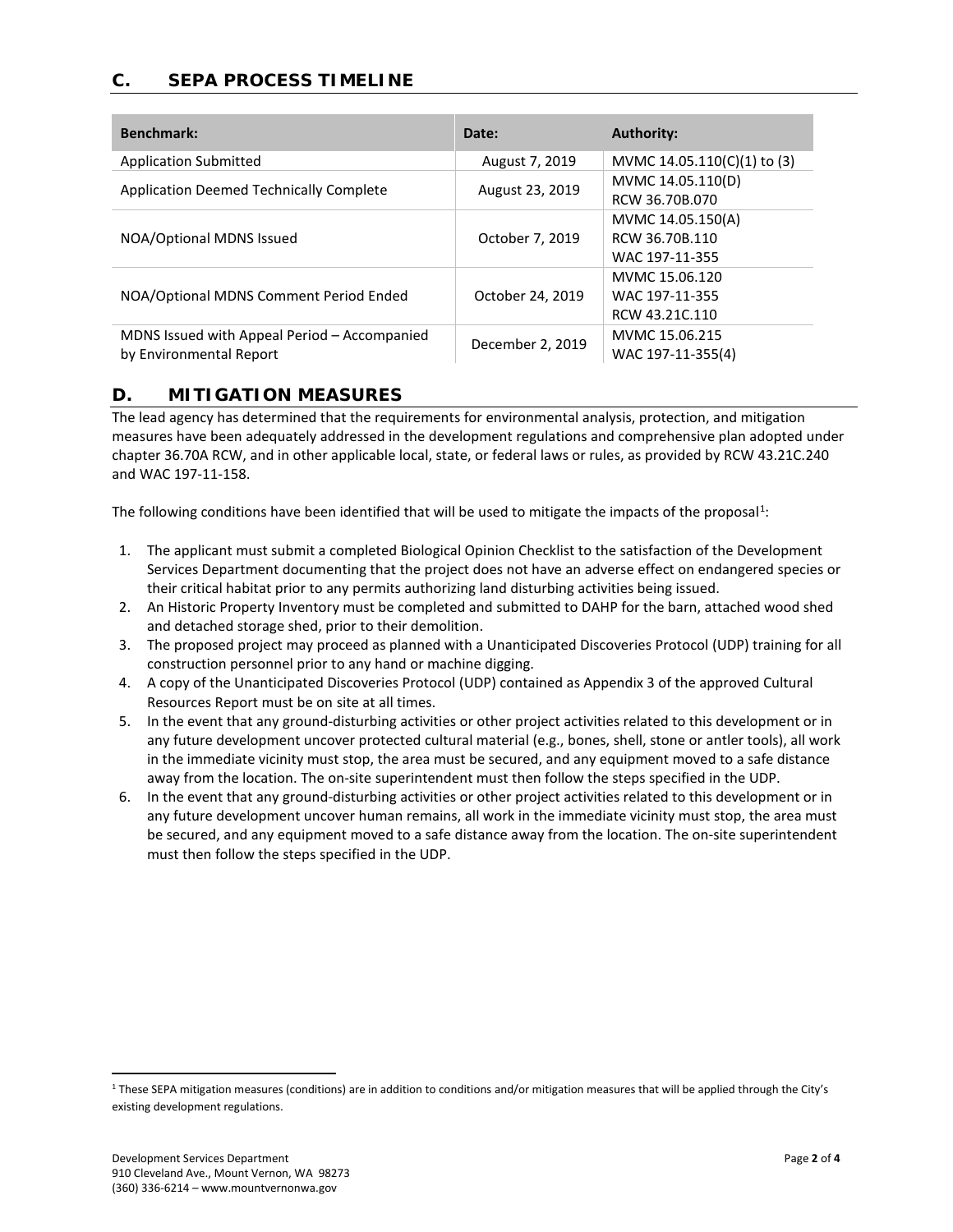## C. SEPA PROCESS TIMELINE

| Benchmark: | Date: | Authority: |
|---|---|---|
| Application Submitted | August 7, 2019 | MVMC 14.05.110(C)(1) to (3) |
| Application Deemed Technically Complete | August 23, 2019 | MVMC 14.05.110(D)<br>RCW 36.70B.070 |
| NOA/Optional MDNS Issued | October 7, 2019 | MVMC 14.05.150(A)<br>RCW 36.70B.110<br>WAC 197-11-355 |
| NOA/Optional MDNS Comment Period Ended | October 24, 2019 | MVMC 15.06.120<br>WAC 197-11-355<br>RCW 43.21C.110 |
| MDNS Issued with Appeal Period – Accompanied by Environmental Report | December 2, 2019 | MVMC 15.06.215<br>WAC 197-11-355(4) |

## D. MITIGATION MEASURES

The lead agency has determined that the requirements for environmental analysis, protection, and mitigation measures have been adequately addressed in the development regulations and comprehensive plan adopted under chapter 36.70A RCW, and in other applicable local, state, or federal laws or rules, as provided by RCW 43.21C.240 and WAC 197-11-158.

The following conditions have been identified that will be used to mitigate the impacts of the proposal[1]:

1. The applicant must submit a completed Biological Opinion Checklist to the satisfaction of the Development Services Department documenting that the project does not have an adverse effect on endangered species or their critical habitat prior to any permits authorizing land disturbing activities being issued.
2. An Historic Property Inventory must be completed and submitted to DAHP for the barn, attached wood shed and detached storage shed, prior to their demolition.
3. The proposed project may proceed as planned with a Unanticipated Discoveries Protocol (UDP) training for all construction personnel prior to any hand or machine digging.
4. A copy of the Unanticipated Discoveries Protocol (UDP) contained as Appendix 3 of the approved Cultural Resources Report must be on site at all times.
5. In the event that any ground-disturbing activities or other project activities related to this development or in any future development uncover protected cultural material (e.g., bones, shell, stone or antler tools), all work in the immediate vicinity must stop, the area must be secured, and any equipment moved to a safe distance away from the location. The on-site superintendent must then follow the steps specified in the UDP.
6. In the event that any ground-disturbing activities or other project activities related to this development or in any future development uncover human remains, all work in the immediate vicinity must stop, the area must be secured, and any equipment moved to a safe distance away from the location. The on-site superintendent must then follow the steps specified in the UDP.

[1] These SEPA mitigation measures (conditions) are in addition to conditions and/or mitigation measures that will be applied through the City's existing development regulations.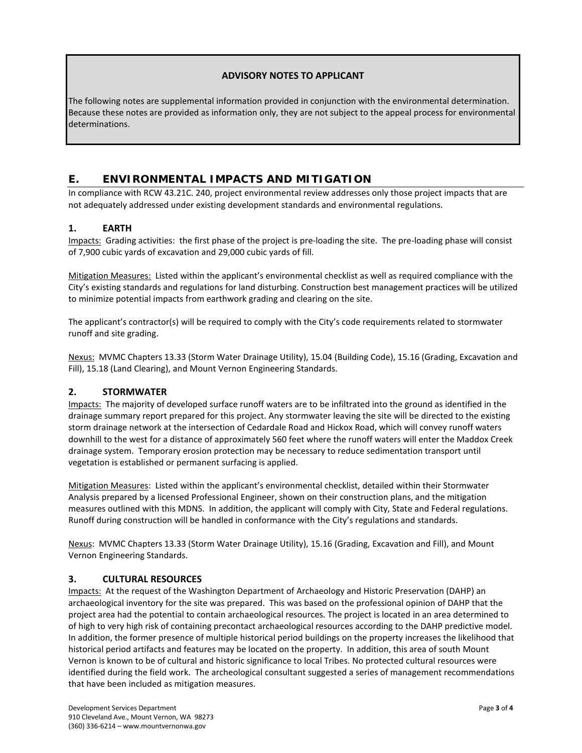**ADVISORY NOTES TO APPLICANT**

The following notes are supplemental information provided in conjunction with the environmental determination. Because these notes are provided as information only, they are not subject to the appeal process for environmental determinations.

## E. ENVIRONMENTAL IMPACTS AND MITIGATION

In compliance with RCW 43.21C. 240, project environmental review addresses only those project impacts that are not adequately addressed under existing development standards and environmental regulations.

### 1. EARTH

Impacts: Grading activities: the first phase of the project is pre-loading the site. The pre-loading phase will consist of 7,900 cubic yards of excavation and 29,000 cubic yards of fill.

Mitigation Measures: Listed within the applicant's environmental checklist as well as required compliance with the City's existing standards and regulations for land disturbing. Construction best management practices will be utilized to minimize potential impacts from earthwork grading and clearing on the site.

The applicant's contractor(s) will be required to comply with the City's code requirements related to stormwater runoff and site grading.

Nexus: MVMC Chapters 13.33 (Storm Water Drainage Utility), 15.04 (Building Code), 15.16 (Grading, Excavation and Fill), 15.18 (Land Clearing), and Mount Vernon Engineering Standards.

### 2. STORMWATER

Impacts: The majority of developed surface runoff waters are to be infiltrated into the ground as identified in the drainage summary report prepared for this project. Any stormwater leaving the site will be directed to the existing storm drainage network at the intersection of Cedardale Road and Hickox Road, which will convey runoff waters downhill to the west for a distance of approximately 560 feet where the runoff waters will enter the Maddox Creek drainage system. Temporary erosion protection may be necessary to reduce sedimentation transport until vegetation is established or permanent surfacing is applied.

Mitigation Measures: Listed within the applicant's environmental checklist, detailed within their Stormwater Analysis prepared by a licensed Professional Engineer, shown on their construction plans, and the mitigation measures outlined with this MDNS. In addition, the applicant will comply with City, State and Federal regulations. Runoff during construction will be handled in conformance with the City's regulations and standards.

Nexus: MVMC Chapters 13.33 (Storm Water Drainage Utility), 15.16 (Grading, Excavation and Fill), and Mount Vernon Engineering Standards.

### 3. CULTURAL RESOURCES

Impacts: At the request of the Washington Department of Archaeology and Historic Preservation (DAHP) an archaeological inventory for the site was prepared. This was based on the professional opinion of DAHP that the project area had the potential to contain archaeological resources. The project is located in an area determined to of high to very high risk of containing precontact archaeological resources according to the DAHP predictive model. In addition, the former presence of multiple historical period buildings on the property increases the likelihood that historical period artifacts and features may be located on the property. In addition, this area of south Mount Vernon is known to be of cultural and historic significance to local Tribes. No protected cultural resources were identified during the field work. The archeological consultant suggested a series of management recommendations that have been included as mitigation measures.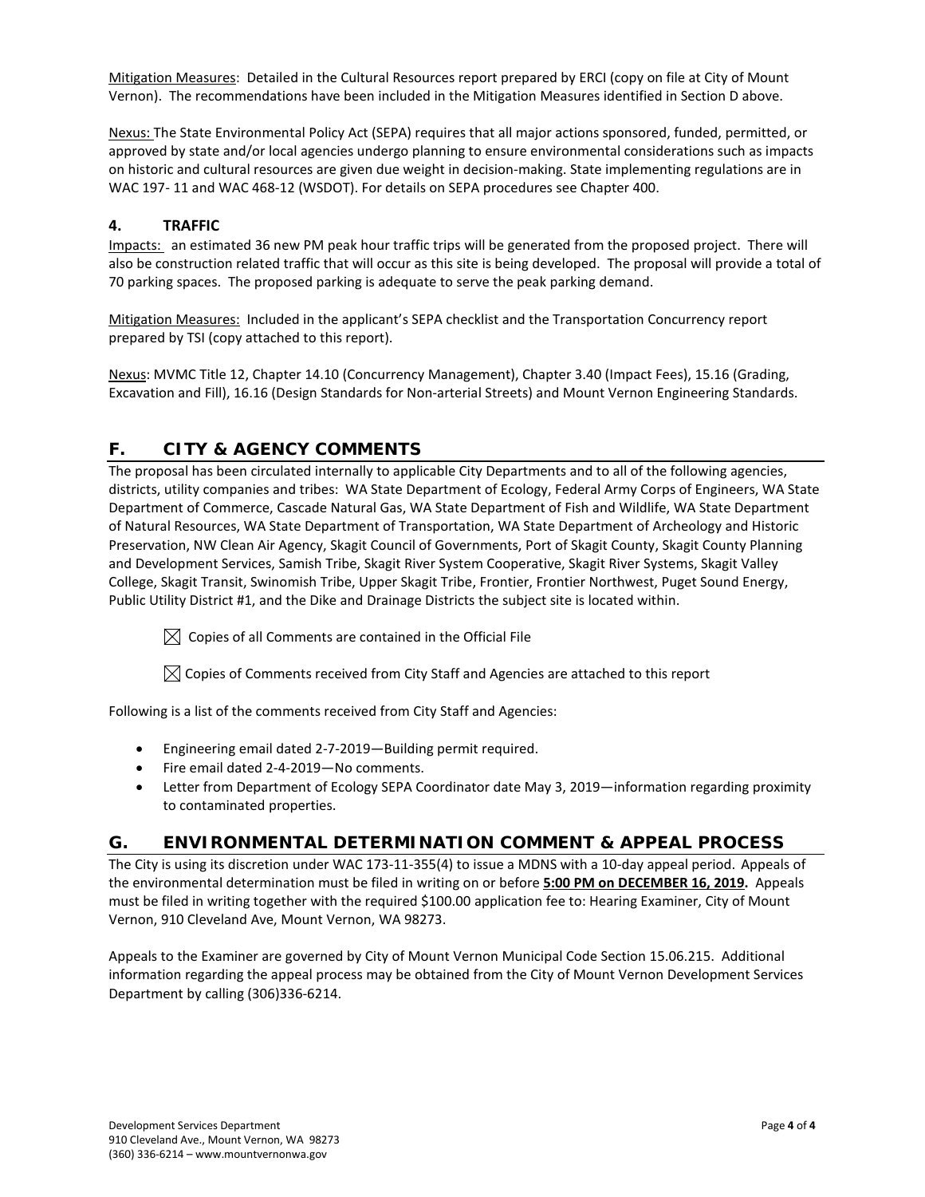Mitigation Measures: Detailed in the Cultural Resources report prepared by ERCI (copy on file at City of Mount Vernon). The recommendations have been included in the Mitigation Measures identified in Section D above.

Nexus: The State Environmental Policy Act (SEPA) requires that all major actions sponsored, funded, permitted, or approved by state and/or local agencies undergo planning to ensure environmental considerations such as impacts on historic and cultural resources are given due weight in decision-making. State implementing regulations are in WAC 197- 11 and WAC 468-12 (WSDOT). For details on SEPA procedures see Chapter 400.

### 4. TRAFFIC

Impacts: an estimated 36 new PM peak hour traffic trips will be generated from the proposed project. There will also be construction related traffic that will occur as this site is being developed. The proposal will provide a total of 70 parking spaces. The proposed parking is adequate to serve the peak parking demand.

Mitigation Measures: Included in the applicant's SEPA checklist and the Transportation Concurrency report prepared by TSI (copy attached to this report).

Nexus: MVMC Title 12, Chapter 14.10 (Concurrency Management), Chapter 3.40 (Impact Fees), 15.16 (Grading, Excavation and Fill), 16.16 (Design Standards for Non-arterial Streets) and Mount Vernon Engineering Standards.

## F. CITY & AGENCY COMMENTS

The proposal has been circulated internally to applicable City Departments and to all of the following agencies, districts, utility companies and tribes: WA State Department of Ecology, Federal Army Corps of Engineers, WA State Department of Commerce, Cascade Natural Gas, WA State Department of Fish and Wildlife, WA State Department of Natural Resources, WA State Department of Transportation, WA State Department of Archeology and Historic Preservation, NW Clean Air Agency, Skagit Council of Governments, Port of Skagit County, Skagit County Planning and Development Services, Samish Tribe, Skagit River System Cooperative, Skagit River Systems, Skagit Valley College, Skagit Transit, Swinomish Tribe, Upper Skagit Tribe, Frontier, Frontier Northwest, Puget Sound Energy, Public Utility District #1, and the Dike and Drainage Districts the subject site is located within.

☒ Copies of all Comments are contained in the Official File

☒ Copies of Comments received from City Staff and Agencies are attached to this report

Following is a list of the comments received from City Staff and Agencies:

- Engineering email dated 2-7-2019—Building permit required.
- Fire email dated 2-4-2019—No comments.
- Letter from Department of Ecology SEPA Coordinator date May 3, 2019—information regarding proximity to contaminated properties.

## G. ENVIRONMENTAL DETERMINATION COMMENT & APPEAL PROCESS

The City is using its discretion under WAC 173-11-355(4) to issue a MDNS with a 10-day appeal period. Appeals of the environmental determination must be filed in writing on or before **5:00 PM on DECEMBER 16, 2019.** Appeals must be filed in writing together with the required $100.00 application fee to: Hearing Examiner, City of Mount Vernon, 910 Cleveland Ave, Mount Vernon, WA 98273.

Appeals to the Examiner are governed by City of Mount Vernon Municipal Code Section 15.06.215. Additional information regarding the appeal process may be obtained from the City of Mount Vernon Development Services Department by calling (306)336-6214.